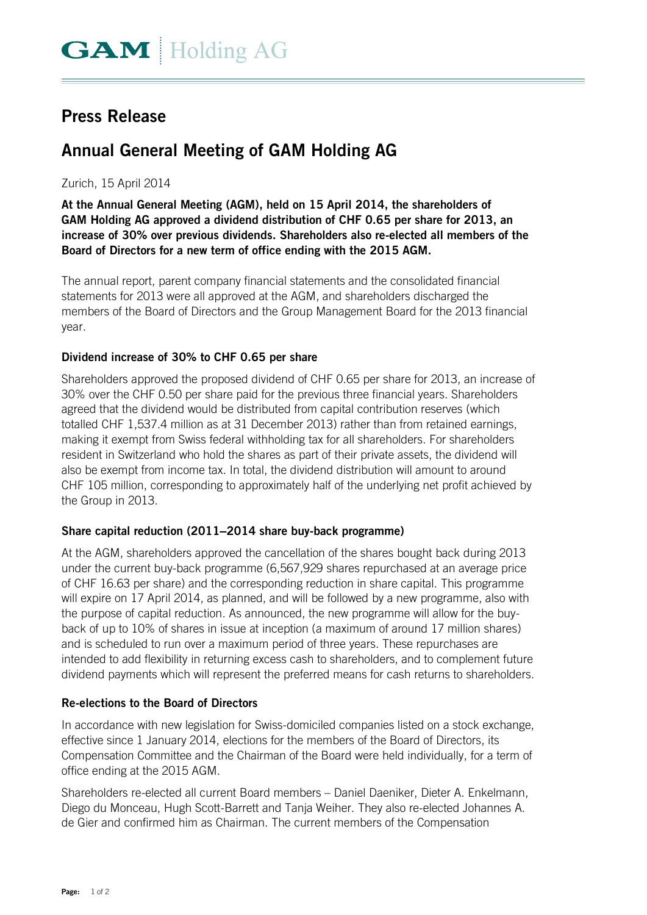GAM Holding AG

# Press Release

# Annual General Meeting of GAM Holding AG

Zurich, 15 April 2014

**At the Annual General Meeting (AGM), held on 15 April 2014, the shareholders of GAM Holding AG approved a dividend distribution of CHF 0.65 per share for 2013, an increase of 30% over previous dividends. Shareholders also re-elected all members of the Board of Directors for a new term of office ending with the 2015 AGM.**

The annual report, parent company financial statements and the consolidated financial statements for 2013 were all approved at the AGM, and shareholders discharged the members of the Board of Directors and the Group Management Board for the 2013 financial year.

## Dividend increase of 30% to CHF 0.65 per share

Shareholders approved the proposed dividend of CHF 0.65 per share for 2013, an increase of 30% over the CHF 0.50 per share paid for the previous three financial years. Shareholders agreed that the dividend would be distributed from capital contribution reserves (which totalled CHF 1,537.4 million as at 31 December 2013) rather than from retained earnings, making it exempt from Swiss federal withholding tax for all shareholders. For shareholders resident in Switzerland who hold the shares as part of their private assets, the dividend will also be exempt from income tax. In total, the dividend distribution will amount to around CHF 105 million, corresponding to approximately half of the underlying net profit achieved by the Group in 2013.

## Share capital reduction (2011–2014 share buy-back programme)

At the AGM, shareholders approved the cancellation of the shares bought back during 2013 under the current buy-back programme (6,567,929 shares repurchased at an average price of CHF 16.63 per share) and the corresponding reduction in share capital. This programme will expire on 17 April 2014, as planned, and will be followed by a new programme, also with the purpose of capital reduction. As announced, the new programme will allow for the buy-back of up to 10% of shares in issue at inception (a maximum of around 17 million shares) and is scheduled to run over a maximum period of three years. These repurchases are intended to add flexibility in returning excess cash to shareholders, and to complement future dividend payments which will represent the preferred means for cash returns to shareholders.

## Re-elections to the Board of Directors

In accordance with new legislation for Swiss-domiciled companies listed on a stock exchange, effective since 1 January 2014, elections for the members of the Board of Directors, its Compensation Committee and the Chairman of the Board were held individually, for a term of office ending at the 2015 AGM.

Shareholders re-elected all current Board members – Daniel Daeniker, Dieter A. Enkelmann, Diego du Monceau, Hugh Scott-Barrett and Tanja Weiher. They also re-elected Johannes A. de Gier and confirmed him as Chairman. The current members of the Compensation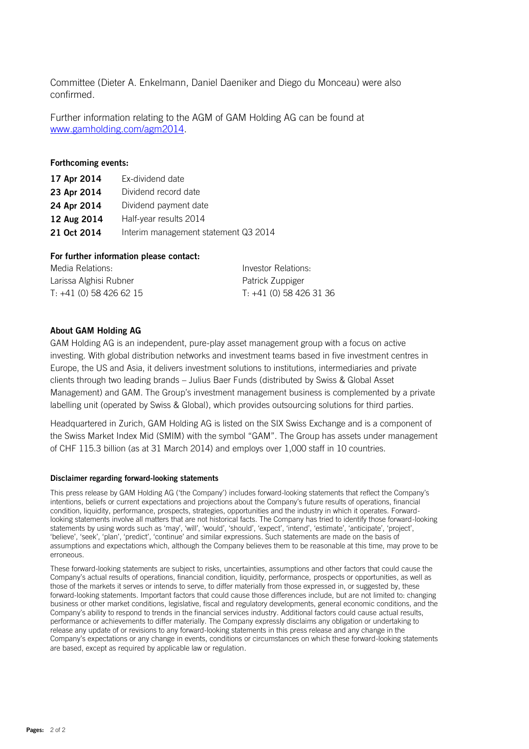Committee (Dieter A. Enkelmann, Daniel Daeniker and Diego du Monceau) were also confirmed.

Further information relating to the AGM of GAM Holding AG can be found at [www.gamholding.com/agm2014](http://www.gamholding.com/agm2014).

**Forthcoming events:**

| | |
|---|---|
| **17 Apr 2014** | Ex-dividend date |
| **23 Apr 2014** | Dividend record date |
| **24 Apr 2014** | Dividend payment date |
| **12 Aug 2014** | Half-year results 2014 |
| **21 Oct 2014** | Interim management statement Q3 2014 |

**For further information please contact:**

| | |
|---|---|
| Media Relations: | Investor Relations: |
| Larissa Alghisi Rubner | Patrick Zuppiger |
| T: +41 (0) 58 426 62 15 | T: +41 (0) 58 426 31 36 |

**About GAM Holding AG**

GAM Holding AG is an independent, pure-play asset management group with a focus on active investing. With global distribution networks and investment teams based in five investment centres in Europe, the US and Asia, it delivers investment solutions to institutions, intermediaries and private clients through two leading brands – Julius Baer Funds (distributed by Swiss & Global Asset Management) and GAM. The Group's investment management business is complemented by a private labelling unit (operated by Swiss & Global), which provides outsourcing solutions for third parties.

Headquartered in Zurich, GAM Holding AG is listed on the SIX Swiss Exchange and is a component of the Swiss Market Index Mid (SMIM) with the symbol "GAM". The Group has assets under management of CHF 115.3 billion (as at 31 March 2014) and employs over 1,000 staff in 10 countries.

**Disclaimer regarding forward-looking statements**

This press release by GAM Holding AG ('the Company') includes forward-looking statements that reflect the Company's intentions, beliefs or current expectations and projections about the Company's future results of operations, financial condition, liquidity, performance, prospects, strategies, opportunities and the industry in which it operates. Forward-looking statements involve all matters that are not historical facts. The Company has tried to identify those forward-looking statements by using words such as 'may', 'will', 'would', 'should', 'expect', 'intend', 'estimate', 'anticipate', 'project', 'believe', 'seek', 'plan', 'predict', 'continue' and similar expressions. Such statements are made on the basis of assumptions and expectations which, although the Company believes them to be reasonable at this time, may prove to be erroneous.

These forward-looking statements are subject to risks, uncertainties, assumptions and other factors that could cause the Company's actual results of operations, financial condition, liquidity, performance, prospects or opportunities, as well as those of the markets it serves or intends to serve, to differ materially from those expressed in, or suggested by, these forward-looking statements. Important factors that could cause those differences include, but are not limited to: changing business or other market conditions, legislative, fiscal and regulatory developments, general economic conditions, and the Company's ability to respond to trends in the financial services industry. Additional factors could cause actual results, performance or achievements to differ materially. The Company expressly disclaims any obligation or undertaking to release any update of or revisions to any forward-looking statements in this press release and any change in the Company's expectations or any change in events, conditions or circumstances on which these forward-looking statements are based, except as required by applicable law or regulation.